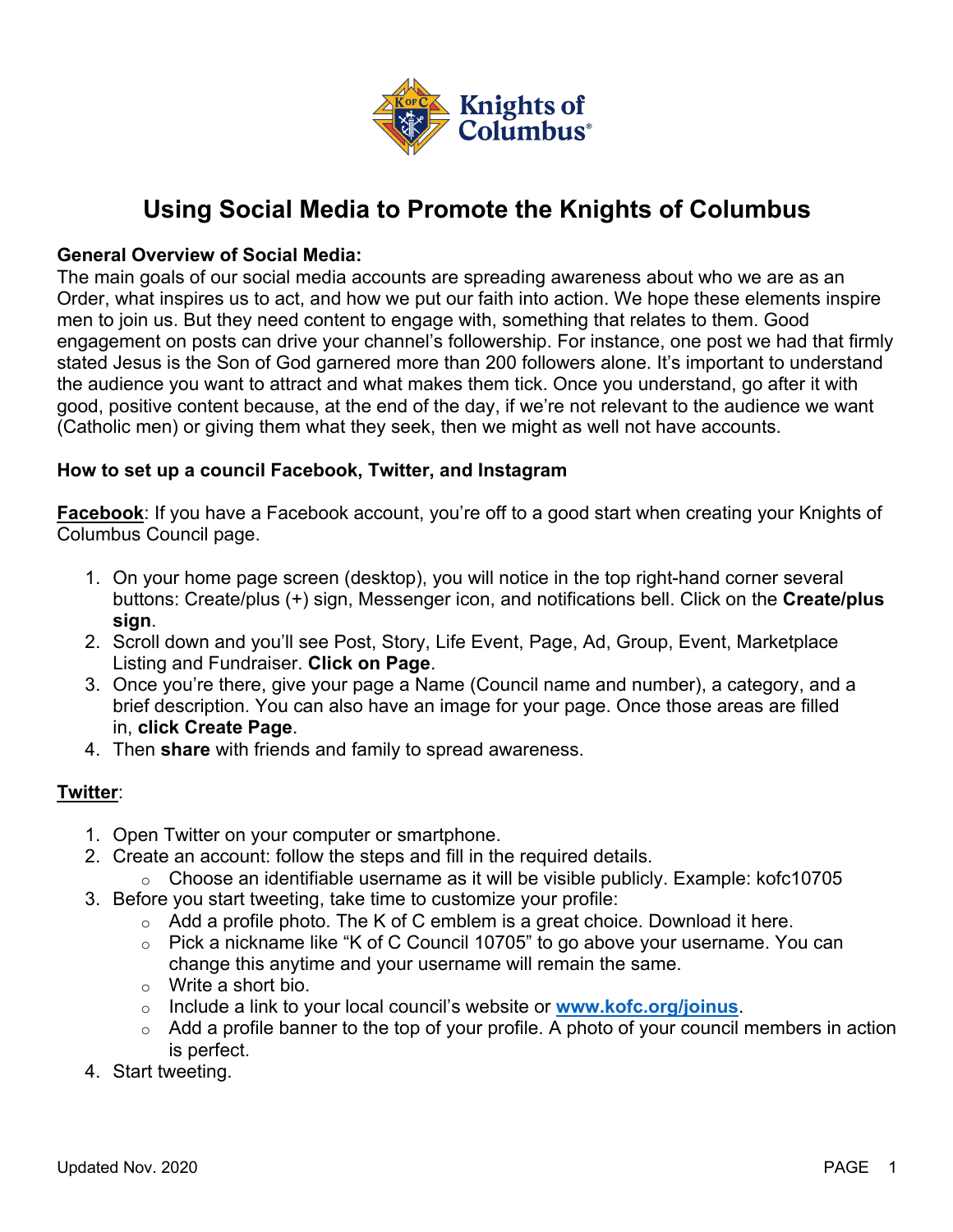# Using Social Media to Promote the Knights of Columbus

**General Overview of Social Media:**
The main goals of our social media accounts are spreading awareness about who we are as an Order, what inspires us to act, and how we put our faith into action. We hope these elements inspire men to join us. But they need content to engage with, something that relates to them. Good engagement on posts can drive your channel's followership. For instance, one post we had that firmly stated Jesus is the Son of God garnered more than 200 followers alone. It's important to understand the audience you want to attract and what makes them tick. Once you understand, go after it with good, positive content because, at the end of the day, if we're not relevant to the audience we want (Catholic men) or giving them what they seek, then we might as well not have accounts.

**How to set up a council Facebook, Twitter, and Instagram**

**Facebook**: If you have a Facebook account, you're off to a good start when creating your Knights of Columbus Council page.

1. On your home page screen (desktop), you will notice in the top right-hand corner several buttons: Create/plus (+) sign, Messenger icon, and notifications bell. Click on the **Create/plus sign**.
2. Scroll down and you'll see Post, Story, Life Event, Page, Ad, Group, Event, Marketplace Listing and Fundraiser. **Click on Page**.
3. Once you're there, give your page a Name (Council name and number), a category, and a brief description. You can also have an image for your page. Once those areas are filled in, **click Create Page**.
4. Then **share** with friends and family to spread awareness.

**Twitter**:

1. Open Twitter on your computer or smartphone.
2. Create an account: follow the steps and fill in the required details.
   - Choose an identifiable username as it will be visible publicly. Example: kofc10705
3. Before you start tweeting, take time to customize your profile:
   - Add a profile photo. The K of C emblem is a great choice. Download it here.
   - Pick a nickname like "K of C Council 10705" to go above your username. You can change this anytime and your username will remain the same.
   - Write a short bio.
   - Include a link to your local council's website or **www.kofc.org/joinus**.
   - Add a profile banner to the top of your profile. A photo of your council members in action is perfect.
4. Start tweeting.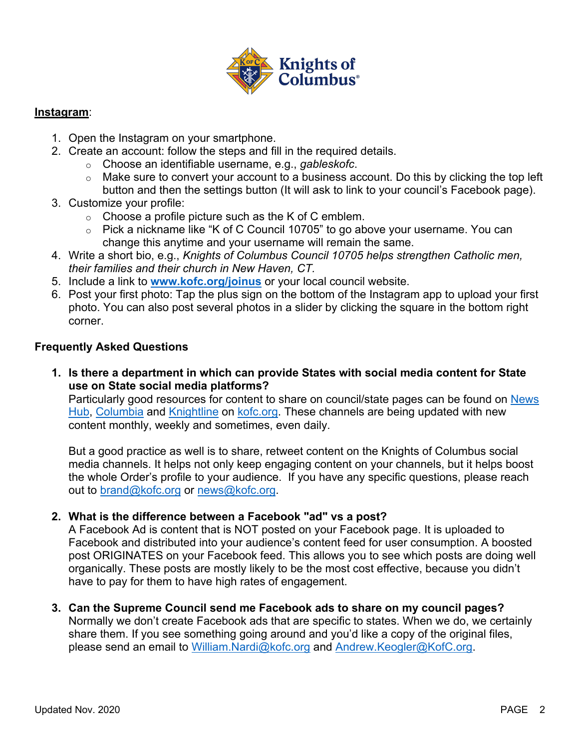**Instagram**:

1. Open the Instagram on your smartphone.
2. Create an account: follow the steps and fill in the required details.
   - Choose an identifiable username, e.g., *gableskofc*.
   - Make sure to convert your account to a business account. Do this by clicking the top left button and then the settings button (It will ask to link to your council's Facebook page).
3. Customize your profile:
   - Choose a profile picture such as the K of C emblem.
   - Pick a nickname like "K of C Council 10705" to go above your username. You can change this anytime and your username will remain the same.
4. Write a short bio, e.g., *Knights of Columbus Council 10705 helps strengthen Catholic men, their families and their church in New Haven, CT.*
5. Include a link to **www.kofc.org/joinus** or your local council website.
6. Post your first photo: Tap the plus sign on the bottom of the Instagram app to upload your first photo. You can also post several photos in a slider by clicking the square in the bottom right corner.

**Frequently Asked Questions**

1. **Is there a department in which can provide States with social media content for State use on State social media platforms?**
   Particularly good resources for content to share on council/state pages can be found on News Hub, Columbia and Knightline on kofc.org. These channels are being updated with new content monthly, weekly and sometimes, even daily.

   But a good practice as well is to share, retweet content on the Knights of Columbus social media channels. It helps not only keep engaging content on your channels, but it helps boost the whole Order's profile to your audience. If you have any specific questions, please reach out to brand@kofc.org or news@kofc.org.

2. **What is the difference between a Facebook "ad" vs a post?**
   A Facebook Ad is content that is NOT posted on your Facebook page. It is uploaded to Facebook and distributed into your audience's content feed for user consumption. A boosted post ORIGINATES on your Facebook feed. This allows you to see which posts are doing well organically. These posts are mostly likely to be the most cost effective, because you didn't have to pay for them to have high rates of engagement.

3. **Can the Supreme Council send me Facebook ads to share on my council pages?**
   Normally we don't create Facebook ads that are specific to states. When we do, we certainly share them. If you see something going around and you'd like a copy of the original files, please send an email to William.Nardi@kofc.org and Andrew.Keogler@KofC.org.

Updated Nov. 2020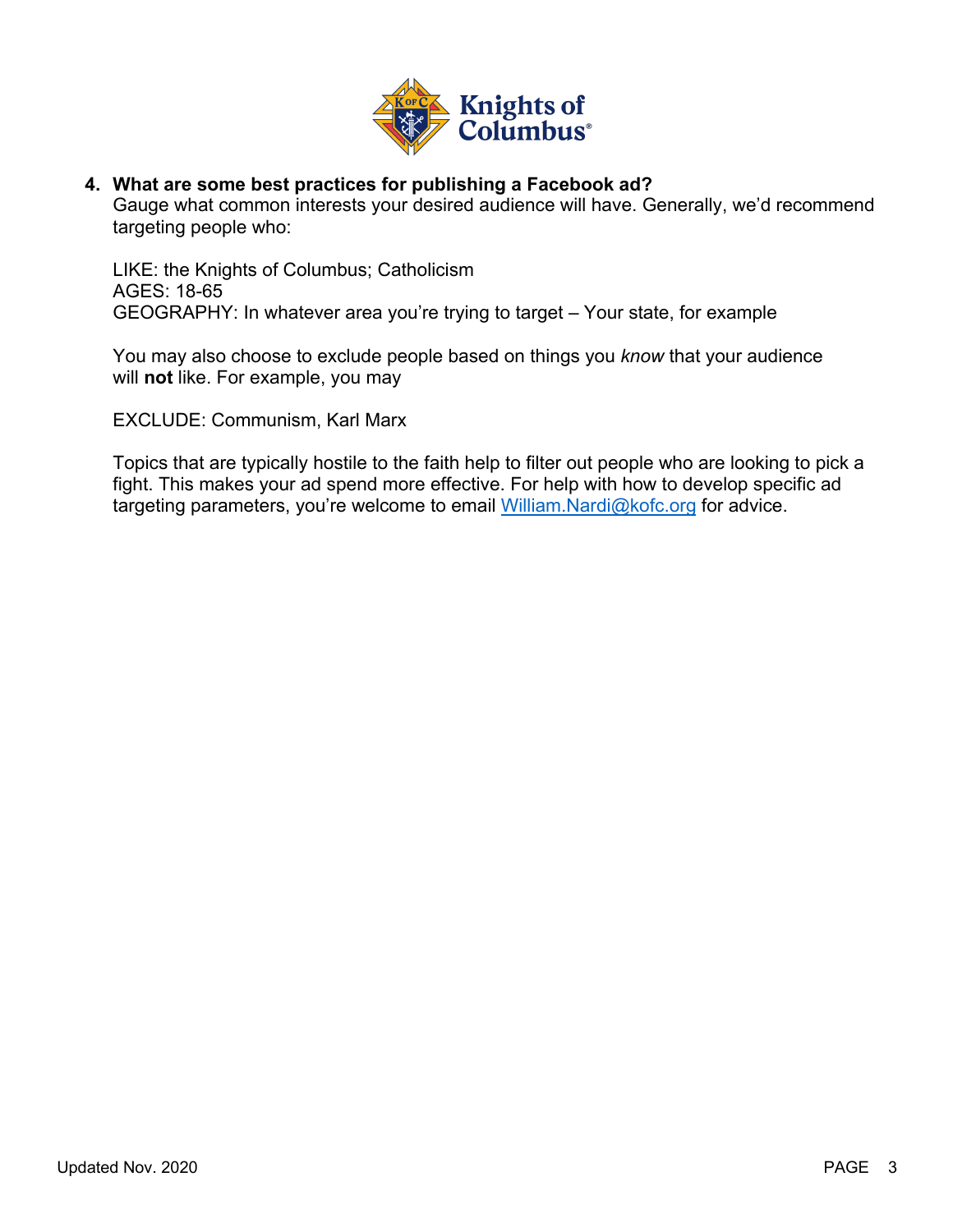4. **What are some best practices for publishing a Facebook ad?**
   Gauge what common interests your desired audience will have. Generally, we'd recommend targeting people who:

   LIKE: the Knights of Columbus; Catholicism
   AGES: 18-65
   GEOGRAPHY: In whatever area you're trying to target – Your state, for example

   You may also choose to exclude people based on things you *know* that your audience will **not** like. For example, you may

   EXCLUDE: Communism, Karl Marx

   Topics that are typically hostile to the faith help to filter out people who are looking to pick a fight. This makes your ad spend more effective. For help with how to develop specific ad targeting parameters, you're welcome to email [William.Nardi@kofc.org](mailto:William.Nardi@kofc.org) for advice.